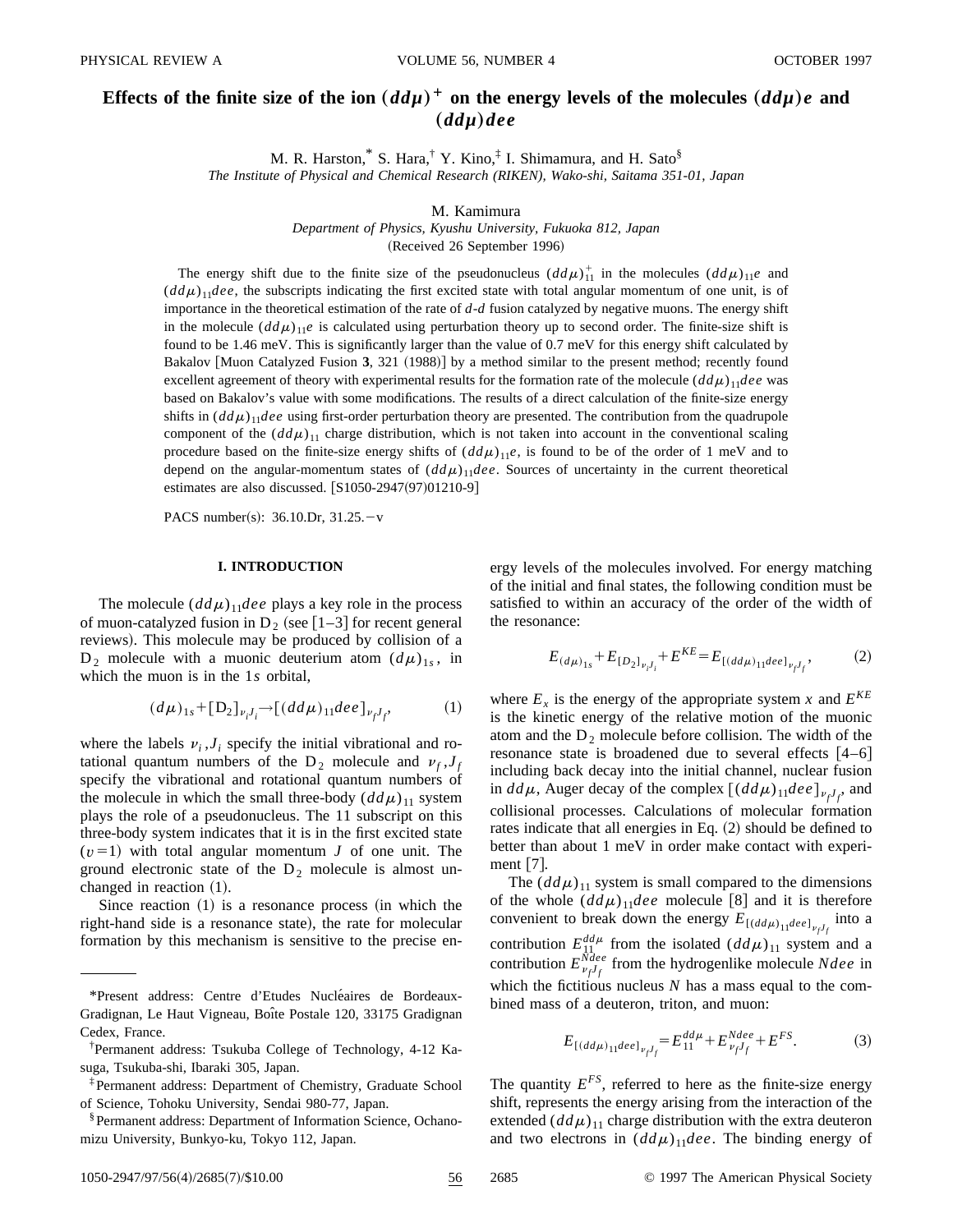# Effects of the finite size of the ion $(dd\mu)^+$ on the energy levels of the molecules $(dd\mu)e$ and $(dd\mu)dee$

M. R. Harston,* S. Hara,† Y. Kino,‡ I. Shimamura, and H. Sato§

*The Institute of Physical and Chemical Research (RIKEN), Wako-shi, Saitama 351-01, Japan*

M. Kamimura

*Department of Physics, Kyushu University, Fukuoka 812, Japan*

(Received 26 September 1996)

The energy shift due to the finite size of the pseudonucleus $(dd\mu)_{11}^+$ in the molecules $(dd\mu)_{11}e$ and $(dd\mu)_{11}dee$, the subscripts indicating the first excited state with total angular momentum of one unit, is of importance in the theoretical estimation of the rate of $d$-$d$ fusion catalyzed by negative muons. The energy shift in the molecule $(dd\mu)_{11}e$ is calculated using perturbation theory up to second order. The finite-size shift is found to be 1.46 meV. This is significantly larger than the value of 0.7 meV for this energy shift calculated by Bakalov [Muon Catalyzed Fusion **3**, 321 (1988)] by a method similar to the present method; recently found excellent agreement of theory with experimental results for the formation rate of the molecule $(dd\mu)_{11}dee$ was based on Bakalov's value with some modifications. The results of a direct calculation of the finite-size energy shifts in $(dd\mu)_{11}dee$ using first-order perturbation theory are presented. The contribution from the quadrupole component of the $(dd\mu)_{11}$ charge distribution, which is not taken into account in the conventional scaling procedure based on the finite-size energy shifts of $(dd\mu)_{11}e$, is found to be of the order of 1 meV and to depend on the angular-momentum states of $(dd\mu)_{11}dee$. Sources of uncertainty in the current theoretical estimates are also discussed. [S1050-2947(97)01210-9]

PACS number(s): 36.10.Dr, 31.25.−v

## I. INTRODUCTION

The molecule $(dd\mu)_{11}dee$ plays a key role in the process of muon-catalyzed fusion in $D_2$ (see [1–3] for recent general reviews). This molecule may be produced by collision of a $D_2$ molecule with a muonic deuterium atom $(d\mu)_{1s}$, in which the muon is in the $1s$ orbital,

$$(d\mu)_{1s}+[D_2]_{\nu_i J_i}\rightarrow[(dd\mu)_{11}dee]_{\nu_f J_f}, \tag{1}$$

where the labels $\nu_i, J_i$ specify the initial vibrational and rotational quantum numbers of the $D_2$ molecule and $\nu_f, J_f$ specify the vibrational and rotational quantum numbers of the molecule in which the small three-body $(dd\mu)_{11}$ system plays the role of a pseudonucleus. The 11 subscript on this three-body system indicates that it is in the first excited state ($v=1$) with total angular momentum $J$ of one unit. The ground electronic state of the $D_2$ molecule is almost unchanged in reaction (1).

Since reaction (1) is a resonance process (in which the right-hand side is a resonance state), the rate for molecular formation by this mechanism is sensitive to the precise energy levels of the molecules involved. For energy matching of the initial and final states, the following condition must be satisfied to within an accuracy of the order of the width of the resonance:

$$E_{(d\mu)_{1s}}+E_{[D_2]_{\nu_i J_i}}+E^{KE}=E_{[(dd\mu)_{11}dee]_{\nu_f J_f}}, \tag{2}$$

where $E_x$ is the energy of the appropriate system $x$ and $E^{KE}$ is the kinetic energy of the relative motion of the muonic atom and the $D_2$ molecule before collision. The width of the resonance state is broadened due to several effects [4–6] including back decay into the initial channel, nuclear fusion in $dd\mu$, Auger decay of the complex $[(dd\mu)_{11}dee]_{\nu_f J_f}$, and collisional processes. Calculations of molecular formation rates indicate that all energies in Eq. (2) should be defined to better than about 1 meV in order make contact with experiment [7].

The $(dd\mu)_{11}$ system is small compared to the dimensions of the whole $(dd\mu)_{11}dee$ molecule [8] and it is therefore convenient to break down the energy $E_{[(dd\mu)_{11}dee]_{\nu_f J_f}}$ into a contribution $E_{11}^{dd\mu}$ from the isolated $(dd\mu)_{11}$ system and a contribution $E_{\nu_f J_f}^{Ndee}$ from the hydrogenlike molecule $Ndee$ in which the fictitious nucleus $N$ has a mass equal to the combined mass of a deuteron, triton, and muon:

$$E_{[(dd\mu)_{11}dee]_{\nu_f J_f}}=E_{11}^{dd\mu}+E_{\nu_f J_f}^{Ndee}+E^{FS}. \tag{3}$$

The quantity $E^{FS}$, referred to here as the finite-size energy shift, represents the energy arising from the interaction of the extended $(dd\mu)_{11}$ charge distribution with the extra deuteron and two electrons in $(dd\mu)_{11}dee$. The binding energy of

---

*Present address: Centre d'Etudes Nucléaires de Bordeaux-Gradignan, Le Haut Vigneau, Boîte Postale 120, 33175 Gradignan Cedex, France.

†Permanent address: Tsukuba College of Technology, 4-12 Kasuga, Tsukuba-shi, Ibaraki 305, Japan.

‡Permanent address: Department of Chemistry, Graduate School of Science, Tohoku University, Sendai 980-77, Japan.

§Permanent address: Department of Information Science, Ochanomizu University, Bunkyo-ku, Tokyo 112, Japan.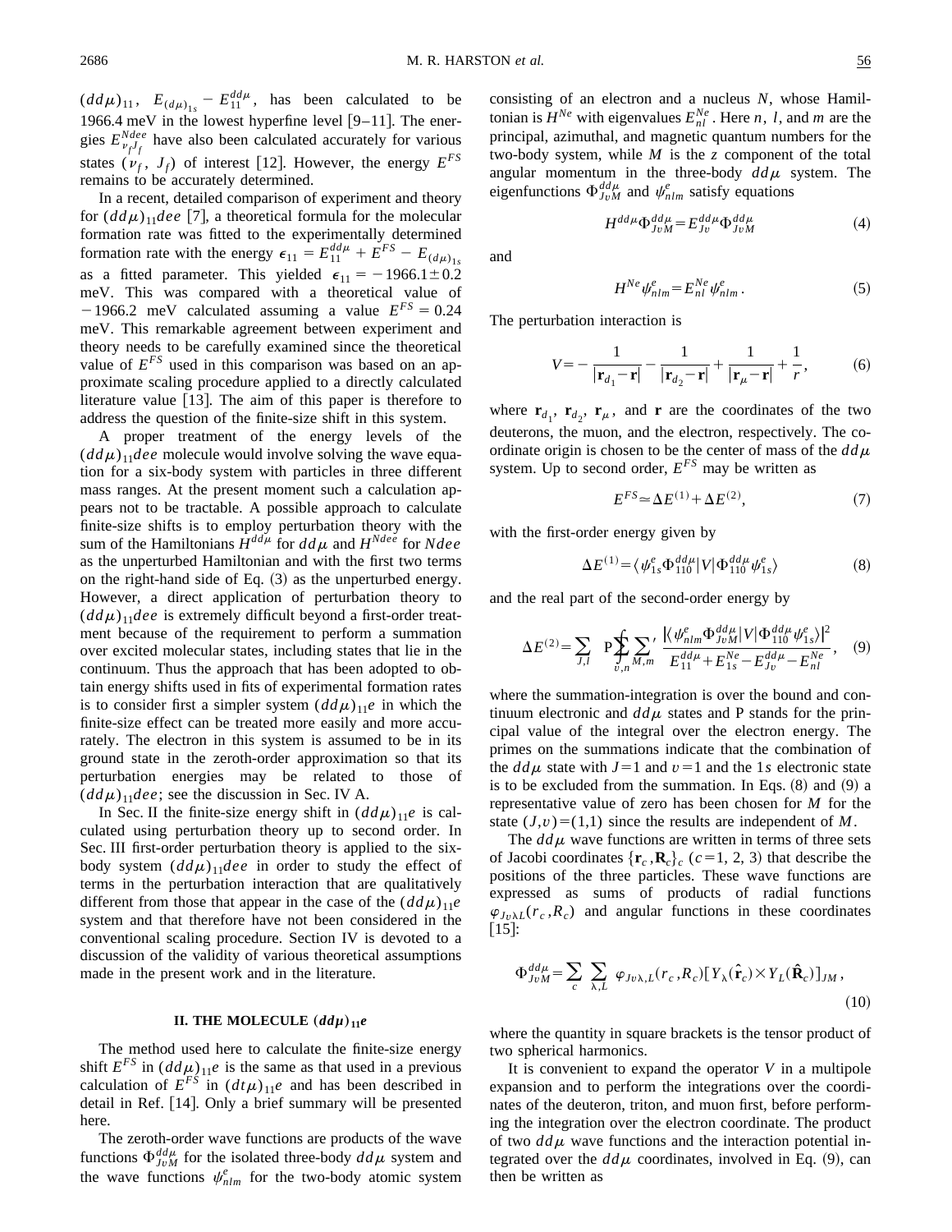$(dd\mu)_{11}$, $E_{(d\mu)_{1s}} - E_{11}^{dd\mu}$, has been calculated to be 1966.4 meV in the lowest hyperfine level [9–11]. The energies $E_{\nu_f J_f}^{Ndee}$ have also been calculated accurately for various states $(\nu_f, J_f)$ of interest [12]. However, the energy $E^{FS}$ remains to be accurately determined.

In a recent, detailed comparison of experiment and theory for $(dd\mu)_{11}dee$ [7], a theoretical formula for the molecular formation rate was fitted to the experimentally determined formation rate with the energy $\epsilon_{11} = E_{11}^{dd\mu} + E^{FS} - E_{(d\mu)_{1s}}$ as a fitted parameter. This yielded $\epsilon_{11} = -1966.1 \pm 0.2$ meV. This was compared with a theoretical value of $-1966.2$ meV calculated assuming a value $E^{FS} = 0.24$ meV. This remarkable agreement between experiment and theory needs to be carefully examined since the theoretical value of $E^{FS}$ used in this comparison was based on an approximate scaling procedure applied to a directly calculated literature value [13]. The aim of this paper is therefore to address the question of the finite-size shift in this system.

A proper treatment of the energy levels of the $(dd\mu)_{11}dee$ molecule would involve solving the wave equation for a six-body system with particles in three different mass ranges. At the present moment such a calculation appears not to be tractable. A possible approach to calculate finite-size shifts is to employ perturbation theory with the sum of the Hamiltonians $H^{dd\mu}$ for $dd\mu$ and $H^{Ndee}$ for $Ndee$ as the unperturbed Hamiltonian and with the first two terms on the right-hand side of Eq. (3) as the unperturbed energy. However, a direct application of perturbation theory to $(dd\mu)_{11}dee$ is extremely difficult beyond a first-order treatment because of the requirement to perform a summation over excited molecular states, including states that lie in the continuum. Thus the approach that has been adopted to obtain energy shifts used in fits of experimental formation rates is to consider first a simpler system $(dd\mu)_{11}e$ in which the finite-size effect can be treated more easily and more accurately. The electron in this system is assumed to be in its ground state in the zeroth-order approximation so that its perturbation energies may be related to those of $(dd\mu)_{11}dee$; see the discussion in Sec. IV A.

In Sec. II the finite-size energy shift in $(dd\mu)_{11}e$ is calculated using perturbation theory up to second order. In Sec. III first-order perturbation theory is applied to the six-body system $(dd\mu)_{11}dee$ in order to study the effect of terms in the perturbation interaction that are qualitatively different from those that appear in the case of the $(dd\mu)_{11}e$ system and that therefore have not been considered in the conventional scaling procedure. Section IV is devoted to a discussion of the validity of various theoretical assumptions made in the present work and in the literature.

## II. THE MOLECULE $(dd\mu)_{11}e$

The method used here to calculate the finite-size energy shift $E^{FS}$ in $(dd\mu)_{11}e$ is the same as that used in a previous calculation of $E^{FS}$ in $(dt\mu)_{11}e$ and has been described in detail in Ref. [14]. Only a brief summary will be presented here.

The zeroth-order wave functions are products of the wave functions $\Phi_{J\upsilon M}^{dd\mu}$ for the isolated three-body $dd\mu$ system and the wave functions $\psi_{nlm}^{e}$ for the two-body atomic system consisting of an electron and a nucleus $N$, whose Hamiltonian is $H^{Ne}$ with eigenvalues $E_{nl}^{Ne}$. Here $n$, $l$, and $m$ are the principal, azimuthal, and magnetic quantum numbers for the two-body system, while $M$ is the $z$ component of the total angular momentum in the three-body $dd\mu$ system. The eigenfunctions $\Phi_{J\upsilon M}^{dd\mu}$ and $\psi_{nlm}^{e}$ satisfy equations

$$H^{dd\mu}\Phi_{J\upsilon M}^{dd\mu} = E_{J\upsilon}^{dd\mu}\Phi_{J\upsilon M}^{dd\mu} \tag{4}$$

and

$$H^{Ne}\psi_{nlm}^{e} = E_{nl}^{Ne}\psi_{nlm}^{e}. \tag{5}$$

The perturbation interaction is

$$V = -\frac{1}{|\mathbf{r}_{d_1} - \mathbf{r}|} - \frac{1}{|\mathbf{r}_{d_2} - \mathbf{r}|} + \frac{1}{|\mathbf{r}_{\mu} - \mathbf{r}|} + \frac{1}{r}, \tag{6}$$

where $\mathbf{r}_{d_1}$, $\mathbf{r}_{d_2}$, $\mathbf{r}_{\mu}$, and $\mathbf{r}$ are the coordinates of the two deuterons, the muon, and the electron, respectively. The coordinate origin is chosen to be the center of mass of the $dd\mu$ system. Up to second order, $E^{FS}$ may be written as

$$E^{FS} \simeq \Delta E^{(1)} + \Delta E^{(2)}, \tag{7}$$

with the first-order energy given by

$$\Delta E^{(1)} = \langle \psi_{1s}^{e}\Phi_{110}^{dd\mu}|V|\Phi_{110}^{dd\mu}\psi_{1s}^{e}\rangle \tag{8}$$

and the real part of the second-order energy by

$$\Delta E^{(2)} = \sum_{J,l} \mathrm{P}\sum_{\upsilon,n}\!\!\!\!\!\!\int\;' \sum_{M,m}{}' \frac{|\langle \psi_{nlm}^{e}\Phi_{J\upsilon M}^{dd\mu}|V|\Phi_{110}^{dd\mu}\psi_{1s}^{e}\rangle|^2}{E_{11}^{dd\mu} + E_{1s}^{Ne} - E_{J\upsilon}^{dd\mu} - E_{nl}^{Ne}}, \tag{9}$$

where the summation-integration is over the bound and continuum electronic and $dd\mu$ states and P stands for the principal value of the integral over the electron energy. The primes on the summations indicate that the combination of the $dd\mu$ state with $J=1$ and $\upsilon=1$ and the $1s$ electronic state is to be excluded from the summation. In Eqs. (8) and (9) a representative value of zero has been chosen for $M$ for the state $(J,\upsilon)=(1,1)$ since the results are independent of $M$.

The $dd\mu$ wave functions are written in terms of three sets of Jacobi coordinates $\{\mathbf{r}_c, \mathbf{R}_c\}_c$ $(c=1, 2, 3)$ that describe the positions of the three particles. These wave functions are expressed as sums of products of radial functions $\varphi_{J\upsilon\lambda L}(r_c, R_c)$ and angular functions in these coordinates [15]:

$$\Phi_{J\upsilon M}^{dd\mu} = \sum_{c}\sum_{\lambda,L}\varphi_{J\upsilon\lambda,L}(r_c,R_c)[Y_{\lambda}(\hat{\mathbf{r}}_c)\times Y_L(\hat{\mathbf{R}}_c)]_{JM}, \tag{10}$$

where the quantity in square brackets is the tensor product of two spherical harmonics.

It is convenient to expand the operator $V$ in a multipole expansion and to perform the integrations over the coordinates of the deuteron, triton, and muon first, before performing the integration over the electron coordinate. The product of two $dd\mu$ wave functions and the interaction potential integrated over the $dd\mu$ coordinates, involved in Eq. (9), can then be written as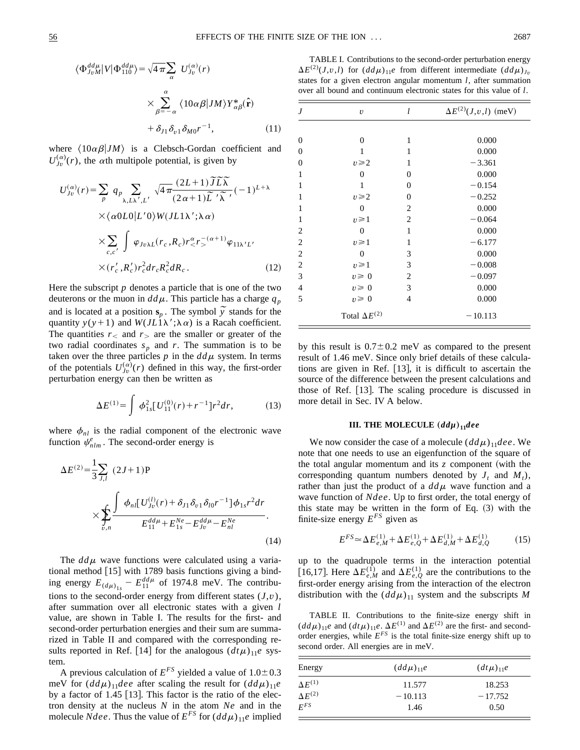$$\langle \Phi^{dd\mu}_{JvM}|V|\Phi^{dd\mu}_{110}\rangle = \sqrt{4\pi}\sum_{\alpha} U^{(\alpha)}_{Jv}(r) \times \sum_{\beta=-\alpha}^{\alpha} \langle 10\alpha\beta|JM\rangle Y^{*}_{\alpha\beta}(\hat{\mathbf{r}}) + \delta_{J1}\delta_{v1}\delta_{M0}r^{-1}, \qquad (11)$$

where $\langle 10\alpha\beta|JM\rangle$ is a Clebsch-Gordan coefficient and $U^{(\alpha)}_{Jv}(r)$, the $\alpha$th multipole potential, is given by

$$U^{(\alpha)}_{Jv}(r) = \sum_{p} q_p \sum_{\lambda,L\lambda',L'} \sqrt{4\pi}\frac{(2L+1)\tilde{J}\tilde{L}\tilde{\lambda}}{(2\alpha+1)\tilde{L}'\tilde{\lambda}'}(-1)^{L+\lambda} \times \langle \alpha 0 L 0|L' 0\rangle W(JL1\lambda';\lambda\alpha) \times \sum_{c,c'} \int \varphi_{Jv\lambda L}(r_c,R_c) r^{\alpha}_{<} r^{-(\alpha+1)}_{>} \varphi_{11\lambda' L'} \times (r'_c,R'_c) r_c^2 dr_c R_c^2 dR_c . \qquad (12)$$

Here the subscript $p$ denotes a particle that is one of the two deuterons or the muon in $dd\mu$. This particle has a charge $q_p$ and is located at a position $\mathbf{s}_p$. The symbol $\tilde{y}$ stands for the quantity $y(y+1)$ and $W(JL1\lambda';\lambda\alpha)$ is a Racah coefficient. The quantities $r_<$ and $r_>$ are the smaller or greater of the two radial coordinates $s_p$ and $r$. The summation is to be taken over the three particles $p$ in the $dd\mu$ system. In terms of the potentials $U^{(\alpha)}_{Jv}(r)$ defined in this way, the first-order perturbation energy can then be written as

$$\Delta E^{(1)} = \int \phi^2_{1s}[U^{(0)}_{11}(r) + r^{-1}] r^2 dr, \qquad (13)$$

where $\phi_{nl}$ is the radial component of the electronic wave function $\psi^{e}_{nlm}$. The second-order energy is

$$\Delta E^{(2)} = \frac{1}{3}\sum_{J,l} (2J+1)\mathrm{P} \times \sum_{v,n}\!\!\!\!\!\!\int \frac{\int \phi_{nl}[U^{(l)}_{Jv}(r) + \delta_{J1}\delta_{v1}\delta_{l0}r^{-1}]\phi_{1s} r^2 dr}{E^{dd\mu}_{11} + E^{Ne}_{1s} - E^{dd\mu}_{Jv} - E^{Ne}_{nl}}. \qquad (14)$$

The $dd\mu$ wave functions were calculated using a variational method [15] with 1789 basis functions giving a binding energy $E_{(d\mu)_{1s}} - E^{dd\mu}_{11}$ of 1974.8 meV. The contributions to the second-order energy from different states $(J,v)$, after summation over all electronic states with a given $l$ value, are shown in Table I. The results for the first- and second-order perturbation energies and their sum are summarized in Table II and compared with the corresponding results reported in Ref. [14] for the analogous $(dt\mu)_{11}e$ system.

A previous calculation of $E^{FS}$ yielded a value of $1.0\pm0.3$ meV for $(dd\mu)_{11}dee$ after scaling the result for $(dd\mu)_{11}e$ by a factor of 1.45 [13]. This factor is the ratio of the electron density at the nucleus $N$ in the atom $Ne$ and in the molecule $Ndee$. Thus the value of $E^{FS}$ for $(dd\mu)_{11}e$ implied by this result is $0.7\pm0.2$ meV as compared to the present result of 1.46 meV. Since only brief details of these calculations are given in Ref. [13], it is difficult to ascertain the source of the difference between the present calculations and those of Ref. [13]. The scaling procedure is discussed in more detail in Sec. IV A below.

TABLE I. Contributions to the second-order perturbation energy $\Delta E^{(2)}(J,v,l)$ for $(dd\mu)_{11}e$ from different intermediate $(dd\mu)_{Jv}$ states for a given electron angular momentum $l$, after summation over all bound and continuum electronic states for this value of $l$.

| $J$ | $v$ | $l$ | $\Delta E^{(2)}(J,v,l)$ (meV) |
|---|---|---|---|
| 0 | 0 | 1 | 0.000 |
| 0 | 1 | 1 | 0.000 |
| 0 | $v\geq 2$ | 1 | $-3.361$ |
| 1 | 0 | 0 | 0.000 |
| 1 | 1 | 0 | $-0.154$ |
| 1 | $v\geq 2$ | 0 | $-0.252$ |
| 1 | 0 | 2 | 0.000 |
| 1 | $v\geq 1$ | 2 | $-0.064$ |
| 2 | 0 | 1 | 0.000 |
| 2 | $v\geq 1$ | 1 | $-6.177$ |
| 2 | 0 | 3 | 0.000 |
| 2 | $v\geq 1$ | 3 | $-0.008$ |
| 3 | $v\geq 0$ | 2 | $-0.097$ |
| 4 | $v\geq 0$ | 3 | 0.000 |
| 5 | $v\geq 0$ | 4 | 0.000 |
| Total $\Delta E^{(2)}$ | | | $-10.113$ |

## III. THE MOLECULE $(dd\mu)_{11}dee$

We now consider the case of a molecule $(dd\mu)_{11}dee$. We note that one needs to use an eigenfunction of the square of the total angular momentum and its $z$ component (with the corresponding quantum numbers denoted by $J_t$ and $M_t$), rather than just the product of a $dd\mu$ wave function and a wave function of $Ndee$. Up to first order, the total energy of this state may be written in the form of Eq. (3) with the finite-size energy $E^{FS}$ given as

$$E^{FS} \simeq \Delta E^{(1)}_{e,M} + \Delta E^{(1)}_{e,Q} + \Delta E^{(1)}_{d,M} + \Delta E^{(1)}_{d,Q} \qquad (15)$$

up to the quadrupole terms in the interaction potential [16,17]. Here $\Delta E^{(1)}_{e,M}$ and $\Delta E^{(1)}_{e,Q}$ are the contributions to the first-order energy arising from the interaction of the electron distribution with the $(dd\mu)_{11}$ system and the subscripts $M$

TABLE II. Contributions to the finite-size energy shift in $(dd\mu)_{11}e$ and $(dt\mu)_{11}e$. $\Delta E^{(1)}$ and $\Delta E^{(2)}$ are the first- and second-order energies, while $E^{FS}$ is the total finite-size energy shift up to second order. All energies are in meV.

| Energy | $(dd\mu)_{11}e$ | $(dt\mu)_{11}e$ |
|---|---|---|
| $\Delta E^{(1)}$ | 11.577 | 18.253 |
| $\Delta E^{(2)}$ | $-10.113$ | $-17.752$ |
| $E^{FS}$ | 1.46 | 0.50 |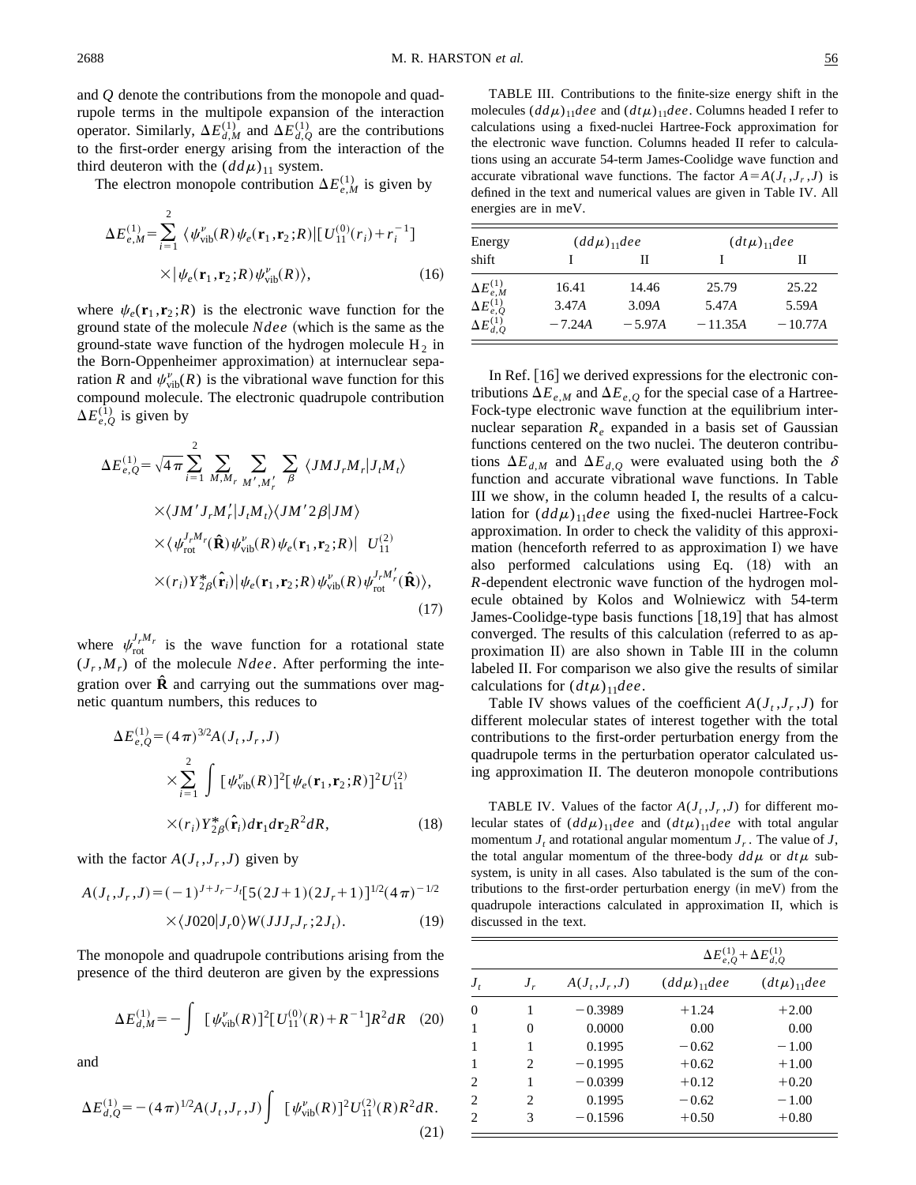and $Q$ denote the contributions from the monopole and quadrupole terms in the multipole expansion of the interaction operator. Similarly, $\Delta E_{d,M}^{(1)}$ and $\Delta E_{d,Q}^{(1)}$ are the contributions to the first-order energy arising from the interaction of the third deuteron with the $(dd\mu)_{11}$ system.

The electron monopole contribution $\Delta E_{e,M}^{(1)}$ is given by

$$\Delta E_{e,M}^{(1)} = \sum_{i=1}^{2} \langle \psi_{\rm vib}^{\nu}(R) \psi_e(\mathbf{r}_1,\mathbf{r}_2;R) | [U_{11}^{(0)}(r_i) + r_i^{-1}] \times | \psi_e(\mathbf{r}_1,\mathbf{r}_2;R) \psi_{\rm vib}^{\nu}(R) \rangle, \tag{16}$$

where $\psi_e(\mathbf{r}_1,\mathbf{r}_2;R)$ is the electronic wave function for the ground state of the molecule $Ndee$ (which is the same as the ground-state wave function of the hydrogen molecule $H_2$ in the Born-Oppenheimer approximation) at internuclear separation $R$ and $\psi_{\rm vib}^{\nu}(R)$ is the vibrational wave function for this compound molecule. The electronic quadrupole contribution $\Delta E_{e,Q}^{(1)}$ is given by

$$\begin{aligned}
\Delta E_{e,Q}^{(1)} = \sqrt{4\pi} \sum_{i=1}^{2} \sum_{M,M_r} \sum_{M',M_r'} \sum_{\beta} & \langle JMJ_rM_r | J_tM_t \rangle \\
& \times \langle JM'J_rM_r' | J_tM_t \rangle \langle JM'2\beta | JM \rangle \\
& \times \langle \psi_{\rm rot}^{J_rM_r}(\hat{\mathbf{R}}) \psi_{\rm vib}^{\nu}(R) \psi_e(\mathbf{r}_1,\mathbf{r}_2;R) | \; U_{11}^{(2)} \\
& \times (r_i) Y_{2\beta}^{*}(\hat{\mathbf{r}}_i) | \psi_e(\mathbf{r}_1,\mathbf{r}_2;R) \psi_{\rm vib}^{\nu}(R) \psi_{\rm rot}^{J_rM_r'}(\hat{\mathbf{R}}) \rangle,
\end{aligned} \tag{17}$$

where $\psi_{\rm rot}^{J_rM_r}$ is the wave function for a rotational state $(J_r, M_r)$ of the molecule $Ndee$. After performing the integration over $\hat{\mathbf{R}}$ and carrying out the summations over magnetic quantum numbers, this reduces to

$$\begin{aligned}
\Delta E_{e,Q}^{(1)} = (4\pi)^{3/2} A(J_t,J_r,J) & \\
\times \sum_{i=1}^{2} \int & [\psi_{\rm vib}^{\nu}(R)]^2 [\psi_e(\mathbf{r}_1,\mathbf{r}_2;R)]^2 U_{11}^{(2)} \\
& \times (r_i) Y_{2\beta}^{*}(\hat{\mathbf{r}}_i) d\mathbf{r}_1 d\mathbf{r}_2 R^2 dR,
\end{aligned} \tag{18}$$

with the factor $A(J_t,J_r,J)$ given by

$$\begin{aligned}
A(J_t,J_r,J) = (-1)^{J+J_r-J_t} [5(2J+1)(2J_r+1)]^{1/2} (4\pi)^{-1/2} & \\
\times \langle J020 | J_r 0 \rangle W(JJJ_rJ_r;2J_t). &
\end{aligned} \tag{19}$$

The monopole and quadrupole contributions arising from the presence of the third deuteron are given by the expressions

$$\Delta E_{d,M}^{(1)} = -\int [\psi_{\rm vib}^{\nu}(R)]^2 [U_{11}^{(0)}(R) + R^{-1}] R^2 dR \tag{20}$$

and

$$\Delta E_{d,Q}^{(1)} = -(4\pi)^{1/2} A(J_t,J_r,J) \int [\psi_{\rm vib}^{\nu}(R)]^2 U_{11}^{(2)}(R) R^2 dR. \tag{21}$$

TABLE III. Contributions to the finite-size energy shift in the molecules $(dd\mu)_{11}dee$ and $(dt\mu)_{11}dee$. Columns headed I refer to calculations using a fixed-nuclei Hartree-Fock approximation for the electronic wave function. Columns headed II refer to calculations using an accurate 54-term James-Coolidge wave function and accurate vibrational wave functions. The factor $A = A(J_t,J_r,J)$ is defined in the text and numerical values are given in Table IV. All energies are in meV.

| Energy shift | $(dd\mu)_{11}dee$ I | $(dd\mu)_{11}dee$ II | $(dt\mu)_{11}dee$ I | $(dt\mu)_{11}dee$ II |
|---|---|---|---|---|
| $\Delta E_{e,M}^{(1)}$ | 16.41 | 14.46 | 25.79 | 25.22 |
| $\Delta E_{e,Q}^{(1)}$ | $3.47A$ | $3.09A$ | $5.47A$ | $5.59A$ |
| $\Delta E_{d,Q}^{(1)}$ | $-7.24A$ | $-5.97A$ | $-11.35A$ | $-10.77A$ |

In Ref. [16] we derived expressions for the electronic contributions $\Delta E_{e,M}$ and $\Delta E_{e,Q}$ for the special case of a Hartree-Fock-type electronic wave function at the equilibrium internuclear separation $R_e$ expanded in a basis set of Gaussian functions centered on the two nuclei. The deuteron contributions $\Delta E_{d,M}$ and $\Delta E_{d,Q}$ were evaluated using both the $\delta$ function and accurate vibrational wave functions. In Table III we show, in the column headed I, the results of a calculation for $(dd\mu)_{11}dee$ using the fixed-nuclei Hartree-Fock approximation. In order to check the validity of this approximation (henceforth referred to as approximation I) we have also performed calculations using Eq. (18) with an $R$-dependent electronic wave function of the hydrogen molecule obtained by Kolos and Wolniewicz with 54-term James-Coolidge-type basis functions [18,19] that has almost converged. The results of this calculation (referred to as approximation II) are also shown in Table III in the column labeled II. For comparison we also give the results of similar calculations for $(dt\mu)_{11}dee$.

Table IV shows values of the coefficient $A(J_t,J_r,J)$ for different molecular states of interest together with the total contributions to the first-order perturbation energy from the quadrupole terms in the perturbation operator calculated using approximation II. The deuteron monopole contributions

TABLE IV. Values of the factor $A(J_t,J_r,J)$ for different molecular states of $(dd\mu)_{11}dee$ and $(dt\mu)_{11}dee$ with total angular momentum $J_t$ and rotational angular momentum $J_r$. The value of $J$, the total angular momentum of the three-body $dd\mu$ or $dt\mu$ subsystem, is unity in all cases. Also tabulated is the sum of the contributions to the first-order perturbation energy (in meV) from the quadrupole interactions calculated in approximation II, which is discussed in the text.

| $J_t$ | $J_r$ | $A(J_t,J_r,J)$ | $\Delta E_{e,Q}^{(1)} + \Delta E_{d,Q}^{(1)}$ $(dd\mu)_{11}dee$ | $(dt\mu)_{11}dee$ |
|---|---|---|---|---|
| 0 | 1 | $-0.3989$ | $+1.24$ | $+2.00$ |
| 1 | 0 | 0.0000 | 0.00 | 0.00 |
| 1 | 1 | 0.1995 | $-0.62$ | $-1.00$ |
| 1 | 2 | $-0.1995$ | $+0.62$ | $+1.00$ |
| 2 | 1 | $-0.0399$ | $+0.12$ | $+0.20$ |
| 2 | 2 | 0.1995 | $-0.62$ | $-1.00$ |
| 2 | 3 | $-0.1596$ | $+0.50$ | $+0.80$ |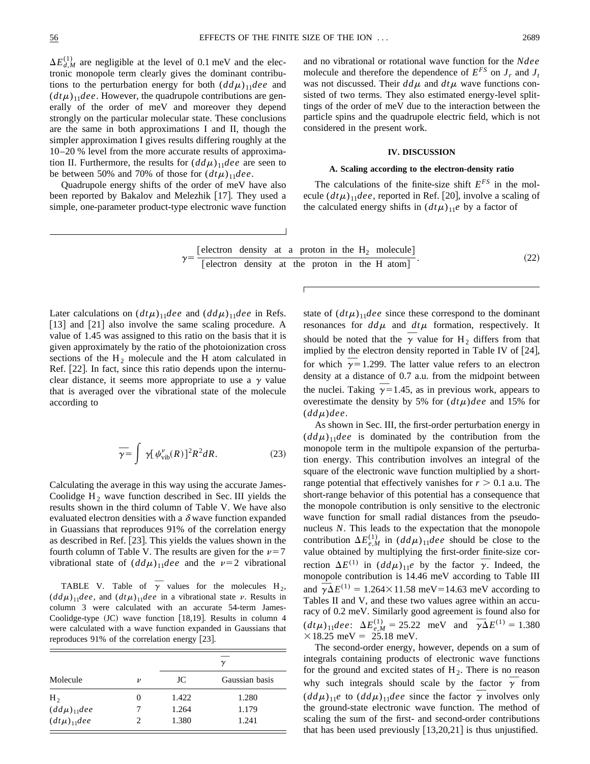$\Delta E_{d,M}^{(1)}$ are negligible at the level of 0.1 meV and the electronic monopole term clearly gives the dominant contributions to the perturbation energy for both $(dd\mu)_{11}dee$ and $(dt\mu)_{11}dee$. However, the quadrupole contributions are generally of the order of meV and moreover they depend strongly on the particular molecular state. These conclusions are the same in both approximations I and II, though the simpler approximation I gives results differing roughly at the 10–20 % level from the more accurate results of approximation II. Furthermore, the results for $(dd\mu)_{11}dee$ are seen to be between 50% and 70% of those for $(dt\mu)_{11}dee$.

Quadrupole energy shifts of the order of meV have also been reported by Bakalov and Melezhik [17]. They used a simple, one-parameter product-type electronic wave function and no vibrational or rotational wave function for the $Ndee$ molecule and therefore the dependence of $E^{FS}$ on $J_r$ and $J_t$ was not discussed. Their $dd\mu$ and $dt\mu$ wave functions consisted of two terms. They also estimated energy-level splittings of the order of meV due to the interaction between the particle spins and the quadrupole electric field, which is not considered in the present work.

## IV. DISCUSSION

### A. Scaling according to the electron-density ratio

The calculations of the finite-size shift $E^{FS}$ in the molecule $(dt\mu)_{11}dee$, reported in Ref. [20], involve a scaling of the calculated energy shifts in $(dt\mu)_{11}e$ by a factor of

$$\gamma = \frac{[\text{electron density at a proton in the } H_2 \text{ molecule}]}{[\text{electron density at the proton in the H atom}]}. \tag{22}$$

Later calculations on $(dt\mu)_{11}dee$ and $(dd\mu)_{11}dee$ in Refs. [13] and [21] also involve the same scaling procedure. A value of 1.45 was assigned to this ratio on the basis that it is given approximately by the ratio of the photoionization cross sections of the $H_2$ molecule and the H atom calculated in Ref. [22]. In fact, since this ratio depends upon the internuclear distance, it seems more appropriate to use a $\gamma$ value that is averaged over the vibrational state of the molecule according to

$$\overline{\gamma} = \int \gamma [\psi_{\text{vib}}^{\nu}(R)]^2 R^2 dR. \tag{23}$$

Calculating the average in this way using the accurate James-Coolidge $H_2$ wave function described in Sec. III yields the results shown in the third column of Table V. We have also evaluated electron densities with a $\delta$ wave function expanded in Guassians that reproduces 91% of the correlation energy as described in Ref. [23]. This yields the values shown in the fourth column of Table V. The results are given for the $\nu=7$ vibrational state of $(dd\mu)_{11}dee$ and the $\nu=2$ vibrational state of $(dt\mu)_{11}dee$ since these correspond to the dominant resonances for $dd\mu$ and $dt\mu$ formation, respectively. It should be noted that the $\overline{\gamma}$ value for $H_2$ differs from that implied by the electron density reported in Table IV of [24], for which $\overline{\gamma}=1.299$. The latter value refers to an electron density at a distance of 0.7 a.u. from the midpoint between the nuclei. Taking $\overline{\gamma}=1.45$, as in previous work, appears to overestimate the density by 5% for $(dt\mu)dee$ and 15% for $(dd\mu)dee$.

TABLE V. Table of $\overline{\gamma}$ values for the molecules $H_2$, $(dd\mu)_{11}dee$, and $(dt\mu)_{11}dee$ in a vibrational state $\nu$. Results in column 3 were calculated with an accurate 54-term James-Coolidge-type (JC) wave function [18,19]. Results in column 4 were calculated with a wave function expanded in Gaussians that reproduces 91% of the correlation energy [23].

| Molecule | $\nu$ | $\overline{\gamma}$ JC | $\overline{\gamma}$ Gaussian basis |
|---|---|---|---|
| $H_2$ | 0 | 1.422 | 1.280 |
| $(dd\mu)_{11}dee$ | 7 | 1.264 | 1.179 |
| $(dt\mu)_{11}dee$ | 2 | 1.380 | 1.241 |

As shown in Sec. III, the first-order perturbation energy in $(dd\mu)_{11}dee$ is dominated by the contribution from the monopole term in the multipole expansion of the perturbation energy. This contribution involves an integral of the square of the electronic wave function multiplied by a short-range potential that effectively vanishes for $r > 0.1$ a.u. The short-range behavior of this potential has a consequence that the monopole contribution is only sensitive to the electronic wave function for small radial distances from the pseudonucleus $N$. This leads to the expectation that the monopole contribution $\Delta E_{e,M}^{(1)}$ in $(dd\mu)_{11}dee$ should be close to the value obtained by multiplying the first-order finite-size correction $\Delta E^{(1)}$ in $(dd\mu)_{11}e$ by the factor $\overline{\gamma}$. Indeed, the monopole contribution is 14.46 meV according to Table III and $\overline{\gamma}\Delta E^{(1)} = 1.264\times 11.58$ meV$=14.63$ meV according to Tables II and V, and these two values agree within an accuracy of 0.2 meV. Similarly good agreement is found also for $(dt\mu)_{11}dee$: $\Delta E_{e,M}^{(1)} = 25.22$ meV and $\overline{\gamma}\Delta E^{(1)} = 1.380 \times 18.25$ meV $=$ 25.18 meV.

The second-order energy, however, depends on a sum of integrals containing products of electronic wave functions for the ground and excited states of $H_2$. There is no reason why such integrals should scale by the factor $\overline{\gamma}$ from $(dd\mu)_{11}e$ to $(dd\mu)_{11}dee$ since the factor $\overline{\gamma}$ involves only the ground-state electronic wave function. The method of scaling the sum of the first- and second-order contributions that has been used previously [13,20,21] is thus unjustified.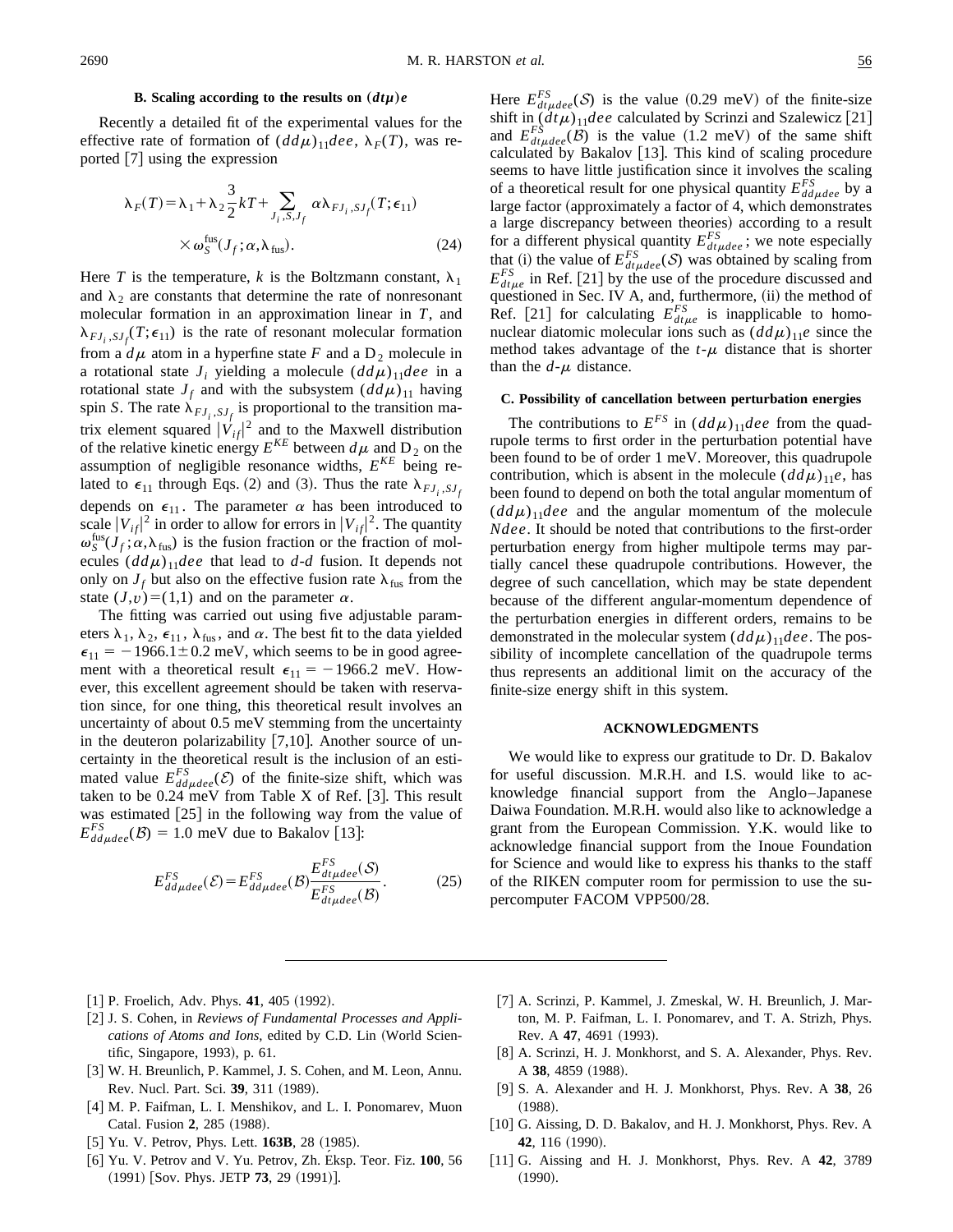### B. Scaling according to the results on $(dt\mu)e$

Recently a detailed fit of the experimental values for the effective rate of formation of $(dd\mu)_{11}dee$, $\lambda_F(T)$, was reported [7] using the expression

$$\lambda_F(T) = \lambda_1 + \lambda_2 \frac{3}{2}kT + \sum_{J_i,S,J_f} \alpha \lambda_{FJ_i,SJ_f}(T;\epsilon_{11}) \times \omega_S^{\text{fus}}(J_f;\alpha,\lambda_{\text{fus}}). \tag{24}$$

Here $T$ is the temperature, $k$ is the Boltzmann constant, $\lambda_1$ and $\lambda_2$ are constants that determine the rate of nonresonant molecular formation in an approximation linear in $T$, and $\lambda_{FJ_i,SJ_f}(T;\epsilon_{11})$ is the rate of resonant molecular formation from a $d\mu$ atom in a hyperfine state $F$ and a $D_2$ molecule in a rotational state $J_i$ yielding a molecule $(dd\mu)_{11}dee$ in a rotational state $J_f$ and with the subsystem $(dd\mu)_{11}$ having spin $S$. The rate $\lambda_{FJ_i,SJ_f}$ is proportional to the transition matrix element squared $|V_{if}|^2$ and to the Maxwell distribution of the relative kinetic energy $E^{KE}$ between $d\mu$ and $D_2$ on the assumption of negligible resonance widths, $E^{KE}$ being related to $\epsilon_{11}$ through Eqs. (2) and (3). Thus the rate $\lambda_{FJ_i,SJ_f}$ depends on $\epsilon_{11}$. The parameter $\alpha$ has been introduced to scale $|V_{if}|^2$ in order to allow for errors in $|V_{if}|^2$. The quantity $\omega_S^{\text{fus}}(J_f;\alpha,\lambda_{\text{fus}})$ is the fusion fraction or the fraction of molecules $(dd\mu)_{11}dee$ that lead to $d$-$d$ fusion. It depends not only on $J_f$ but also on the effective fusion rate $\lambda_{\text{fus}}$ from the state $(J,v)=(1,1)$ and on the parameter $\alpha$.

The fitting was carried out using five adjustable parameters $\lambda_1$, $\lambda_2$, $\epsilon_{11}$, $\lambda_{\text{fus}}$, and $\alpha$. The best fit to the data yielded $\epsilon_{11} = -1966.1 \pm 0.2$ meV, which seems to be in good agreement with a theoretical result $\epsilon_{11} = -1966.2$ meV. However, this excellent agreement should be taken with reservation since, for one thing, this theoretical result involves an uncertainty of about 0.5 meV stemming from the uncertainty in the deuteron polarizability [7,10]. Another source of uncertainty in the theoretical result is the inclusion of an estimated value $E^{FS}_{dd\mu dee}(\mathcal{E})$ of the finite-size shift, which was taken to be 0.24 meV from Table X of Ref. [3]. This result was estimated [25] in the following way from the value of $E^{FS}_{dd\mu dee}(\mathcal{B}) = 1.0$ meV due to Bakalov [13]:

$$E^{FS}_{dd\mu dee}(\mathcal{E}) = E^{FS}_{dd\mu dee}(\mathcal{B}) \frac{E^{FS}_{dt\mu dee}(\mathcal{S})}{E^{FS}_{dt\mu dee}(\mathcal{B})}. \tag{25}$$

Here $E^{FS}_{dt\mu dee}(\mathcal{S})$ is the value (0.29 meV) of the finite-size shift in $(dt\mu)_{11}dee$ calculated by Scrinzi and Szalewicz [21] and $E^{FS}_{dt\mu dee}(\mathcal{B})$ is the value (1.2 meV) of the same shift calculated by Bakalov [13]. This kind of scaling procedure seems to have little justification since it involves the scaling of a theoretical result for one physical quantity $E^{FS}_{dd\mu dee}$ by a large factor (approximately a factor of 4, which demonstrates a large discrepancy between theories) according to a result for a different physical quantity $E^{FS}_{dt\mu dee}$; we note especially that (i) the value of $E^{FS}_{dt\mu dee}(\mathcal{S})$ was obtained by scaling from $E^{FS}_{dt\mu e}$ in Ref. [21] by the use of the procedure discussed and questioned in Sec. IV A, and, furthermore, (ii) the method of Ref. [21] for calculating $E^{FS}_{dt\mu e}$ is inapplicable to homonuclear diatomic molecular ions such as $(dd\mu)_{11}e$ since the method takes advantage of the $t$-$\mu$ distance that is shorter than the $d$-$\mu$ distance.

### C. Possibility of cancellation between perturbation energies

The contributions to $E^{FS}$ in $(dd\mu)_{11}dee$ from the quadrupole terms to first order in the perturbation potential have been found to be of order 1 meV. Moreover, this quadrupole contribution, which is absent in the molecule $(dd\mu)_{11}e$, has been found to depend on both the total angular momentum of $(dd\mu)_{11}dee$ and the angular momentum of the molecule $Ndee$. It should be noted that contributions to the first-order perturbation energy from higher multipole terms may partially cancel these quadrupole contributions. However, the degree of such cancellation, which may be state dependent because of the different angular-momentum dependence of the perturbation energies in different orders, remains to be demonstrated in the molecular system $(dd\mu)_{11}dee$. The possibility of incomplete cancellation of the quadrupole terms thus represents an additional limit on the accuracy of the finite-size energy shift in this system.

## ACKNOWLEDGMENTS

We would like to express our gratitude to Dr. D. Bakalov for useful discussion. M.R.H. and I.S. would like to acknowledge financial support from the Anglo–Japanese Daiwa Foundation. M.R.H. would also like to acknowledge a grant from the European Commission. Y.K. would like to acknowledge financial support from the Inoue Foundation for Science and would like to express his thanks to the staff of the RIKEN computer room for permission to use the supercomputer FACOM VPP500/28.

---

[1] P. Froelich, Adv. Phys. **41**, 405 (1992).

[2] J. S. Cohen, in *Reviews of Fundamental Processes and Applications of Atoms and Ions*, edited by C.D. Lin (World Scientific, Singapore, 1993), p. 61.

[3] W. H. Breunlich, P. Kammel, J. S. Cohen, and M. Leon, Annu. Rev. Nucl. Part. Sci. **39**, 311 (1989).

[4] M. P. Faifman, L. I. Menshikov, and L. I. Ponomarev, Muon Catal. Fusion **2**, 285 (1988).

[5] Yu. V. Petrov, Phys. Lett. **163B**, 28 (1985).

[6] Yu. V. Petrov and V. Yu. Petrov, Zh. Éksp. Teor. Fiz. **100**, 56 (1991) [Sov. Phys. JETP **73**, 29 (1991)].

[7] A. Scrinzi, P. Kammel, J. Zmeskal, W. H. Breunlich, J. Marton, M. P. Faifman, L. I. Ponomarev, and T. A. Strizh, Phys. Rev. A **47**, 4691 (1993).

[8] A. Scrinzi, H. J. Monkhorst, and S. A. Alexander, Phys. Rev. A **38**, 4859 (1988).

[9] S. A. Alexander and H. J. Monkhorst, Phys. Rev. A **38**, 26 (1988).

[10] G. Aissing, D. D. Bakalov, and H. J. Monkhorst, Phys. Rev. A **42**, 116 (1990).

[11] G. Aissing and H. J. Monkhorst, Phys. Rev. A **42**, 3789 (1990).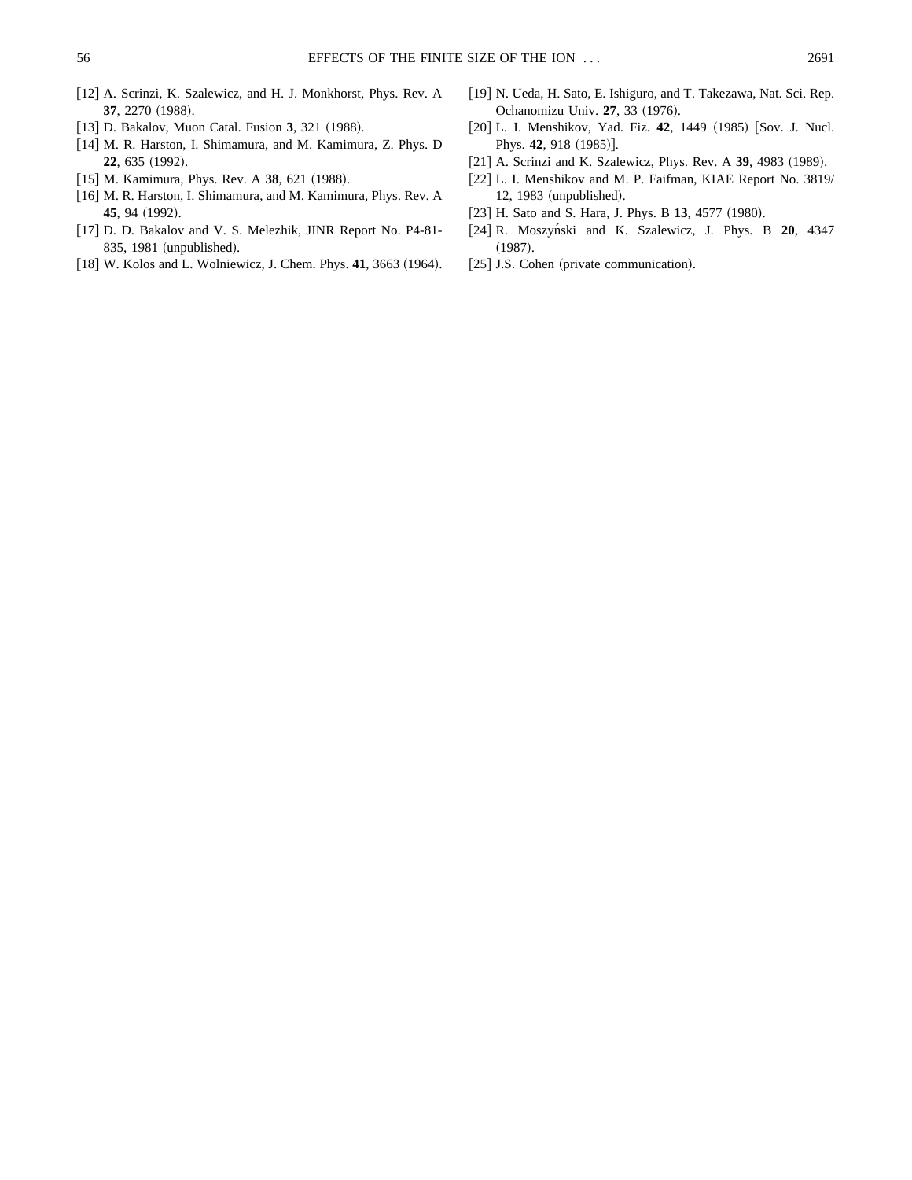[12] A. Scrinzi, K. Szalewicz, and H. J. Monkhorst, Phys. Rev. A **37**, 2270 (1988).

[13] D. Bakalov, Muon Catal. Fusion **3**, 321 (1988).

[14] M. R. Harston, I. Shimamura, and M. Kamimura, Z. Phys. D **22**, 635 (1992).

[15] M. Kamimura, Phys. Rev. A **38**, 621 (1988).

[16] M. R. Harston, I. Shimamura, and M. Kamimura, Phys. Rev. A **45**, 94 (1992).

[17] D. D. Bakalov and V. S. Melezhik, JINR Report No. P4-81-835, 1981 (unpublished).

[18] W. Kolos and L. Wolniewicz, J. Chem. Phys. **41**, 3663 (1964).

[19] N. Ueda, H. Sato, E. Ishiguro, and T. Takezawa, Nat. Sci. Rep. Ochanomizu Univ. **27**, 33 (1976).

[20] L. I. Menshikov, Yad. Fiz. **42**, 1449 (1985) [Sov. J. Nucl. Phys. **42**, 918 (1985)].

[21] A. Scrinzi and K. Szalewicz, Phys. Rev. A **39**, 4983 (1989).

[22] L. I. Menshikov and M. P. Faifman, KIAE Report No. 3819/12, 1983 (unpublished).

[23] H. Sato and S. Hara, J. Phys. B **13**, 4577 (1980).

[24] R. Moszyński and K. Szalewicz, J. Phys. B **20**, 4347 (1987).

[25] J.S. Cohen (private communication).